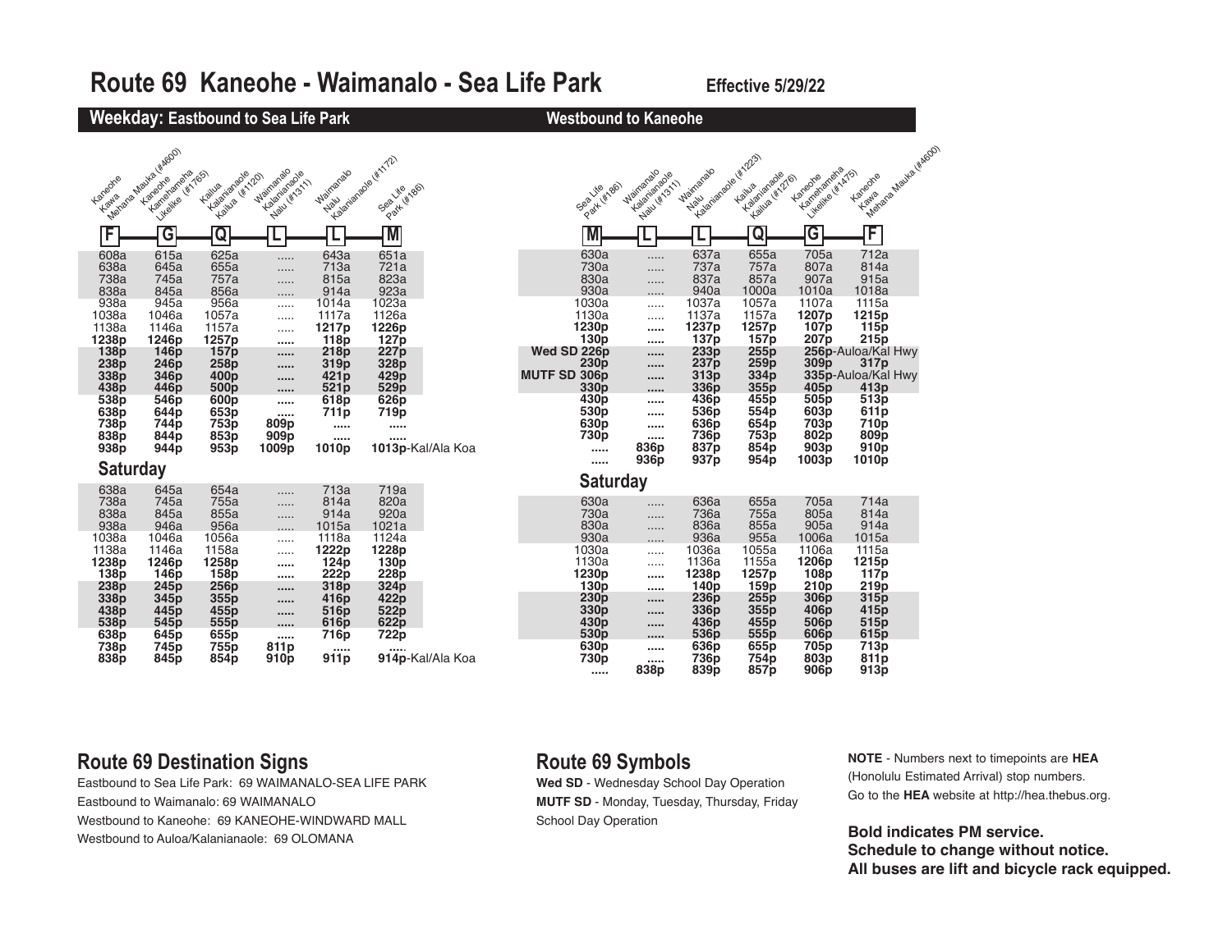# Route 69 Kaneohe - Waimanalo - Sea Life Park

**Effective 5/29/22**

## Weekday: Eastbound to Sea Life Park

| F Kaneohe Kawa Mehana Mauka (#4600) | G Kaneohe Kamehameha Likelike (#1765) | Q Kailua Kalanianaole Kailua (#1120) | L Waimanalo Kalanianaole Nalu (#1311) | L Waimanalo Nalu Kalanianaole (#1172) | M Sea Life Park (#186) |
|---|---|---|---|---|---|
| 608a | 615a | 625a | ..... | 643a | 651a |
| 638a | 645a | 655a | ..... | 713a | 721a |
| 738a | 745a | 757a | ..... | 815a | 823a |
| 838a | 845a | 856a | ..... | 914a | 923a |
| 938a | 945a | 956a | ..... | 1014a | 1023a |
| 1038a | 1046a | 1057a | ..... | 1117a | 1126a |
| 1138a | 1146a | 1157a | ..... | **1217p** | **1226p** |
| **1238p** | **1246p** | **1257p** | ..... | **118p** | **127p** |
| **138p** | **146p** | **157p** | ..... | **218p** | **227p** |
| **238p** | **246p** | **258p** | ..... | **319p** | **328p** |
| **338p** | **346p** | **400p** | ..... | **421p** | **429p** |
| **438p** | **446p** | **500p** | ..... | **521p** | **529p** |
| **538p** | **546p** | **600p** | ..... | **618p** | **626p** |
| **638p** | **644p** | **653p** | ..... | **711p** | **719p** |
| **738p** | **744p** | **753p** | **809p** | ..... | ..... |
| **838p** | **844p** | **853p** | **909p** | ..... | ..... |
| **938p** | **944p** | **953p** | **1009p** | **1010p** | **1013p**-Kal/Ala Koa |

### Saturday

| F | G | Q | L | L | M |
|---|---|---|---|---|---|
| 638a | 645a | 654a | ..... | 713a | 719a |
| 738a | 745a | 755a | ..... | 814a | 820a |
| 838a | 845a | 855a | ..... | 914a | 920a |
| 938a | 946a | 956a | ..... | 1015a | 1021a |
| 1038a | 1046a | 1056a | ..... | 1118a | 1124a |
| 1138a | 1146a | 1158a | ..... | **1222p** | **1228p** |
| **1238p** | **1246p** | **1258p** | ..... | **124p** | **130p** |
| **138p** | **146p** | **158p** | ..... | **222p** | **228p** |
| **238p** | **245p** | **256p** | ..... | **318p** | **324p** |
| **338p** | **345p** | **355p** | ..... | **416p** | **422p** |
| **438p** | **445p** | **455p** | ..... | **516p** | **522p** |
| **538p** | **545p** | **555p** | ..... | **616p** | **622p** |
| **638p** | **645p** | **655p** | ..... | **716p** | **722p** |
| **738p** | **745p** | **755p** | **811p** | ..... | ..... |
| **838p** | **845p** | **854p** | **910p** | **911p** | **914p**-Kal/Ala Koa |

## Westbound to Kaneohe

| M Sea Life Park (#186) | L Waimanalo Kalanianaole Nalu (#1311) | L Waimanalo Nalu Kalanianaole (#1223) | Q Kailua Kalanianaole Kailua (#1276) | G Kaneohe Kamehameha Likelike (#1475) | F Kaneohe Kawa Mehana Mauka (#4600) |
|---|---|---|---|---|---|
| 630a | ..... | 637a | 655a | 705a | 712a |
| 730a | ..... | 737a | 757a | 807a | 814a |
| 830a | ..... | 837a | 857a | 907a | 915a |
| 930a | ..... | 940a | 1000a | 1010a | 1018a |
| 1030a | ..... | 1037a | 1057a | 1107a | 1115a |
| 1130a | ..... | 1137a | 1157a | **1207p** | **1215p** |
| **1230p** | ..... | **1237p** | **1257p** | **107p** | **115p** |
| **130p** | ..... | **137p** | **157p** | **207p** | **215p** |
| **Wed SD 226p** | ..... | **233p** | **255p** | **256p**-Auloa/Kal Hwy | |
| **230p** | ..... | **237p** | **259p** | **309p** | **317p** |
| **MUTF SD 306p** | ..... | **313p** | **334p** | **335p**-Auloa/Kal Hwy | |
| **330p** | ..... | **336p** | **355p** | **405p** | **413p** |
| **430p** | ..... | **436p** | **455p** | **505p** | **513p** |
| **530p** | ..... | **536p** | **554p** | **603p** | **611p** |
| **630p** | ..... | **636p** | **654p** | **703p** | **710p** |
| **730p** | ..... | **736p** | **753p** | **802p** | **809p** |
| ..... | **836p** | **837p** | **854p** | **903p** | **910p** |
| ..... | **936p** | **937p** | **954p** | **1003p** | **1010p** |

### Saturday

| M | L | L | Q | G | F |
|---|---|---|---|---|---|
| 630a | ..... | 636a | 655a | 705a | 714a |
| 730a | ..... | 736a | 755a | 805a | 814a |
| 830a | ..... | 836a | 855a | 905a | 914a |
| 930a | ..... | 936a | 955a | 1006a | 1015a |
| 1030a | ..... | 1036a | 1055a | 1106a | 1115a |
| 1130a | ..... | 1136a | 1155a | **1206p** | **1215p** |
| **1230p** | ..... | **1238p** | **1257p** | **108p** | **117p** |
| **130p** | ..... | **140p** | **159p** | **210p** | **219p** |
| **230p** | ..... | **236p** | **255p** | **306p** | **315p** |
| **330p** | ..... | **336p** | **355p** | **406p** | **415p** |
| **430p** | ..... | **436p** | **455p** | **506p** | **515p** |
| **530p** | ..... | **536p** | **555p** | **606p** | **615p** |
| **630p** | ..... | **636p** | **655p** | **705p** | **713p** |
| **730p** | ..... | **736p** | **754p** | **803p** | **811p** |
| ..... | **838p** | **839p** | **857p** | **906p** | **913p** |

## Route 69 Destination Signs

Eastbound to Sea Life Park: 69 WAIMANALO-SEA LIFE PARK
Eastbound to Waimanalo: 69 WAIMANALO
Westbound to Kaneohe: 69 KANEOHE-WINDWARD MALL
Westbound to Auloa/Kalanianaole: 69 OLOMANA

## Route 69 Symbols

**Wed SD** - Wednesday School Day Operation
**MUTF SD** - Monday, Tuesday, Thursday, Friday School Day Operation

**NOTE** - Numbers next to timepoints are **HEA** (Honolulu Estimated Arrival) stop numbers. Go to the **HEA** website at http://hea.thebus.org.

**Bold indicates PM service.**
**Schedule to change without notice.**
**All buses are lift and bicycle rack equipped.**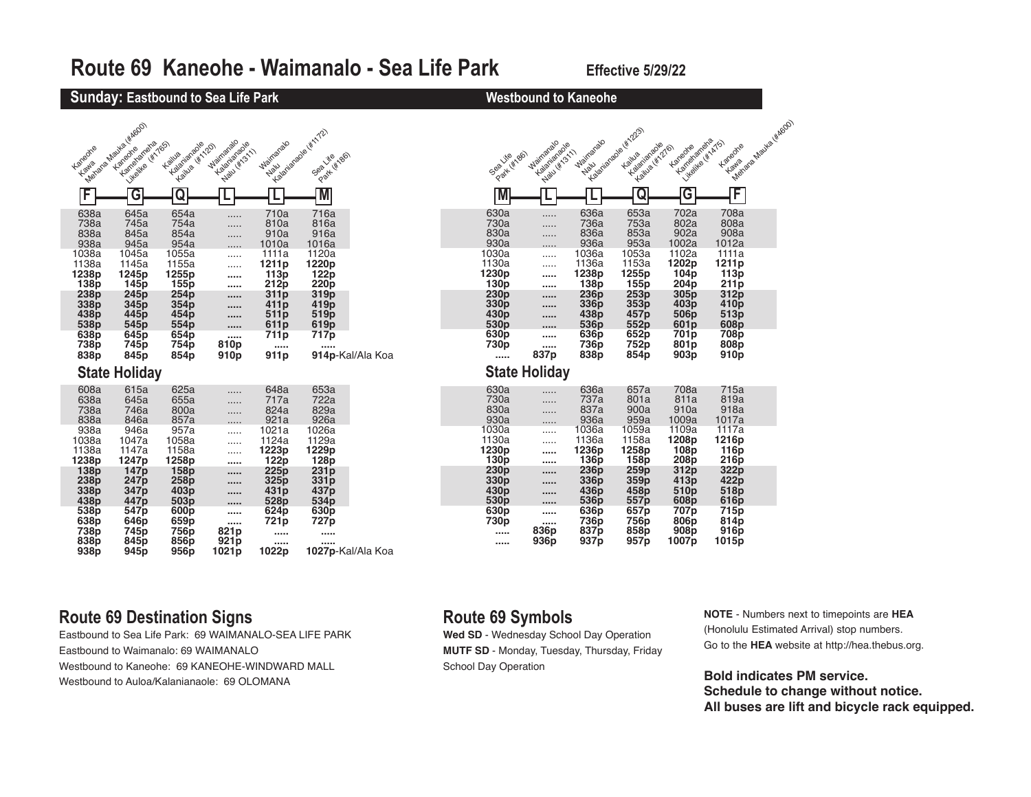# Route 69 Kaneohe - Waimanalo - Sea Life Park

Effective 5/29/22

## Sunday: Eastbound to Sea Life Park

| Kaneohe Kawa Mehana Mauka (#4600) F | Kaneohe Kamehameha Likelike (#1765) G | Kailua Kalanianaole Kailua (#1120) Q | Waimanalo Kalanianaole Nalu (#1311) L | Waimanalo Nalu Kalanianaole (#1172) L | Sea Life Park (#186) M |
|---|---|---|---|---|---|
| 638a | 645a | 654a | ..... | 710a | 716a |
| 738a | 745a | 754a | ..... | 810a | 816a |
| 838a | 845a | 854a | ..... | 910a | 916a |
| 938a | 945a | 954a | ..... | 1010a | 1016a |
| 1038a | 1045a | 1055a | ..... | 1111a | 1120a |
| 1138a | 1145a | 1155a | ..... | **1211p** | **1220p** |
| **1238p** | **1245p** | **1255p** | ..... | **113p** | **122p** |
| **138p** | **145p** | **155p** | ..... | **212p** | **220p** |
| **238p** | **245p** | **254p** | ..... | **311p** | **319p** |
| **338p** | **345p** | **354p** | ..... | **411p** | **419p** |
| **438p** | **445p** | **454p** | ..... | **511p** | **519p** |
| **538p** | **545p** | **554p** | ..... | **611p** | **619p** |
| **638p** | **645p** | **654p** | ..... | **711p** | **717p** |
| **738p** | **745p** | **754p** | **810p** | ..... | ..... |
| **838p** | **845p** | **854p** | **910p** | **911p** | **914p**-Kal/Ala Koa |

### State Holiday

| F | G | Q | L | L | M |
|---|---|---|---|---|---|
| 608a | 615a | 625a | ..... | 648a | 653a |
| 638a | 645a | 655a | ..... | 717a | 722a |
| 738a | 746a | 800a | ..... | 824a | 829a |
| 838a | 846a | 857a | ..... | 921a | 926a |
| 938a | 946a | 957a | ..... | 1021a | 1026a |
| 1038a | 1047a | 1058a | ..... | 1124a | 1129a |
| 1138a | 1147a | 1158a | ..... | **1223p** | **1229p** |
| **1238p** | **1247p** | **1258p** | ..... | **122p** | **128p** |
| **138p** | **147p** | **158p** | ..... | **225p** | **231p** |
| **238p** | **247p** | **258p** | ..... | **325p** | **331p** |
| **338p** | **347p** | **403p** | ..... | **431p** | **437p** |
| **438p** | **447p** | **503p** | ..... | **528p** | **534p** |
| **538p** | **547p** | **600p** | ..... | **624p** | **630p** |
| **638p** | **646p** | **659p** | ..... | **721p** | **727p** |
| **738p** | **745p** | **756p** | **821p** | ..... | ..... |
| **838p** | **845p** | **856p** | **921p** | ..... | ..... |
| **938p** | **945p** | **956p** | **1021p** | **1022p** | **1027p**-Kal/Ala Koa |

## Westbound to Kaneohe

| Sea Life Park (#186) M | Waimanalo Kalanianaole Nalu (#1311) L | Waimanalo Nalu Kalanianaole (#1223) L | Kailua Kalanianaole Kailua (#1276) Q | Kaneohe Kamehameha Likelike (#1475) G | Kaneohe Kawa Mehana Mauka (#4600) F |
|---|---|---|---|---|---|
| 630a | ..... | 636a | 653a | 702a | 708a |
| 730a | ..... | 736a | 753a | 802a | 808a |
| 830a | ..... | 836a | 853a | 902a | 908a |
| 930a | ..... | 936a | 953a | 1002a | 1012a |
| 1030a | ..... | 1036a | 1053a | 1102a | 1111a |
| 1130a | ..... | 1136a | 1153a | **1202p** | **1211p** |
| **1230p** | ..... | **1238p** | **1255p** | **104p** | **113p** |
| **130p** | ..... | **138p** | **155p** | **204p** | **211p** |
| **230p** | ..... | **236p** | **253p** | **305p** | **312p** |
| **330p** | ..... | **336p** | **353p** | **403p** | **410p** |
| **430p** | ..... | **438p** | **457p** | **506p** | **513p** |
| **530p** | ..... | **536p** | **552p** | **601p** | **608p** |
| **630p** | ..... | **636p** | **652p** | **701p** | **708p** |
| **730p** | ..... | **736p** | **752p** | **801p** | **808p** |
| ..... | **837p** | **838p** | **854p** | **903p** | **910p** |

### State Holiday

| M | L | L | Q | G | F |
|---|---|---|---|---|---|
| 630a | ..... | 636a | 657a | 708a | 715a |
| 730a | ..... | 737a | 801a | 811a | 819a |
| 830a | ..... | 837a | 900a | 910a | 918a |
| 930a | ..... | 936a | 959a | 1009a | 1017a |
| 1030a | ..... | 1036a | 1059a | 1109a | 1117a |
| 1130a | ..... | 1136a | 1158a | **1208p** | **1216p** |
| **1230p** | ..... | **1236p** | **1258p** | **108p** | **116p** |
| **130p** | ..... | **136p** | **158p** | **208p** | **216p** |
| **230p** | ..... | **236p** | **259p** | **312p** | **322p** |
| **330p** | ..... | **336p** | **359p** | **413p** | **422p** |
| **430p** | ..... | **436p** | **458p** | **510p** | **518p** |
| **530p** | ..... | **536p** | **557p** | **608p** | **616p** |
| **630p** | ..... | **636p** | **657p** | **707p** | **715p** |
| **730p** | ..... | **736p** | **756p** | **806p** | **814p** |
| ..... | **836p** | **837p** | **858p** | **908p** | **916p** |
| ..... | **936p** | **937p** | **957p** | **1007p** | **1015p** |

## Route 69 Destination Signs

Eastbound to Sea Life Park: 69 WAIMANALO-SEA LIFE PARK

Eastbound to Waimanalo: 69 WAIMANALO

Westbound to Kaneohe: 69 KANEOHE-WINDWARD MALL

Westbound to Auloa/Kalanianaole: 69 OLOMANA

## Route 69 Symbols

**Wed SD** - Wednesday School Day Operation

**MUTF SD** - Monday, Tuesday, Thursday, Friday School Day Operation

**NOTE** - Numbers next to timepoints are **HEA** (Honolulu Estimated Arrival) stop numbers. Go to the **HEA** website at http://hea.thebus.org.

**Bold indicates PM service.**
**Schedule to change without notice.**
**All buses are lift and bicycle rack equipped.**